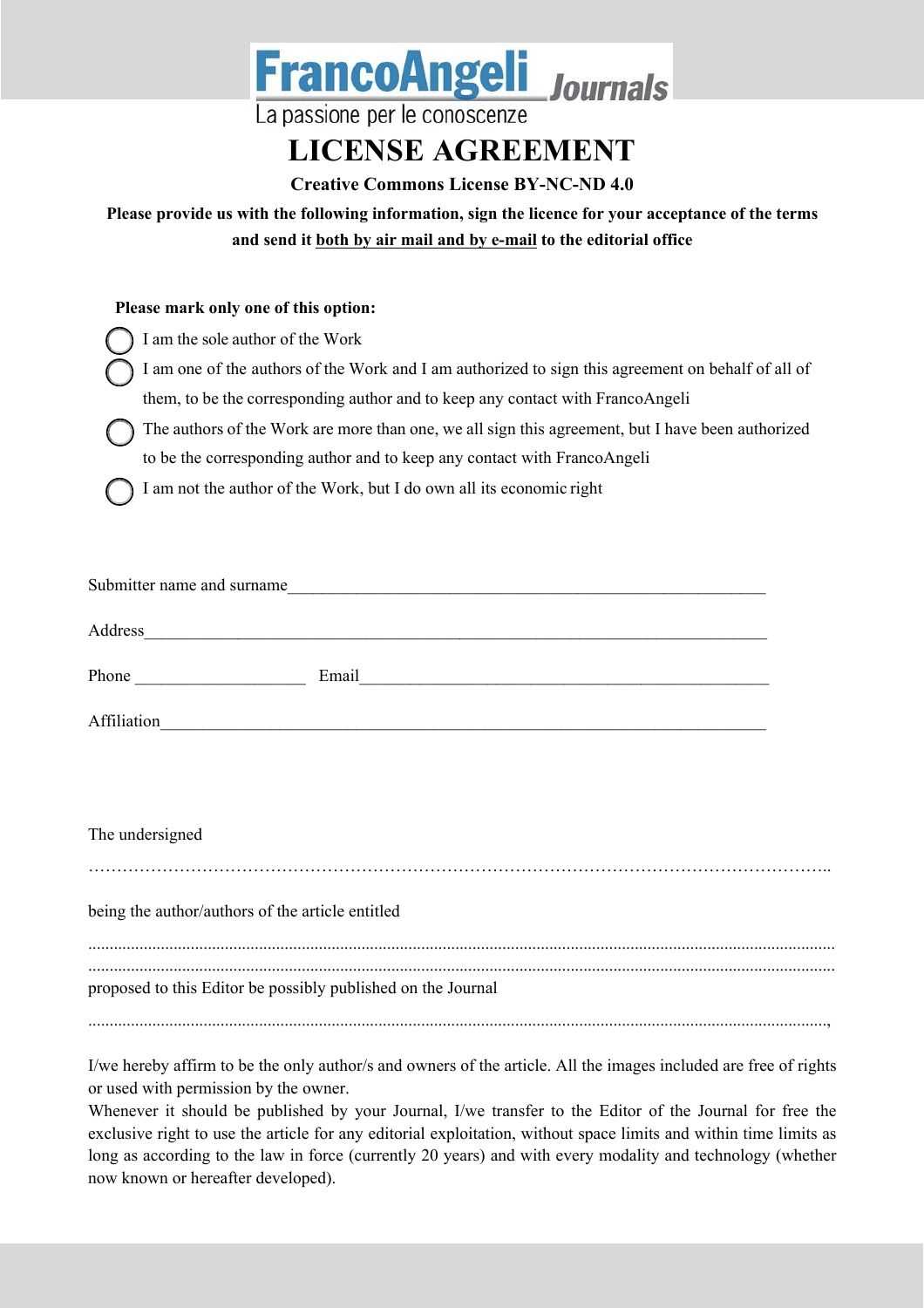FrancoAngeli Journals

La passione per le conoscenze

# LICENSE AGREEMENT

**Creative Commons License BY-NC-ND 4.0**

**Please provide us with the following information, sign the licence for your acceptance of the terms and send it both by air mail and by e-mail to the editorial office**

**Please mark only one of this option:**

- ◯ I am the sole author of the Work
- ◯ I am one of the authors of the Work and I am authorized to sign this agreement on behalf of all of them, to be the corresponding author and to keep any contact with FrancoAngeli
- ◯ The authors of the Work are more than one, we all sign this agreement, but I have been authorized to be the corresponding author and to keep any contact with FrancoAngeli
- ◯ I am not the author of the Work, but I do own all its economic right

Submitter name and surname_______________________________________________________

Address__________________________________________________________________________

Phone ____________________ Email_______________________________________________

Affiliation_______________________________________________________________________

The undersigned

…………………………………………………………………………………………………………..

being the author/authors of the article entitled

...........................................................................................................................................................
...........................................................................................................................................................

proposed to this Editor be possibly published on the Journal

...........................................................................................................................................................,

I/we hereby affirm to be the only author/s and owners of the article. All the images included are free of rights or used with permission by the owner.

Whenever it should be published by your Journal, I/we transfer to the Editor of the Journal for free the exclusive right to use the article for any editorial exploitation, without space limits and within time limits as long as according to the law in force (currently 20 years) and with every modality and technology (whether now known or hereafter developed).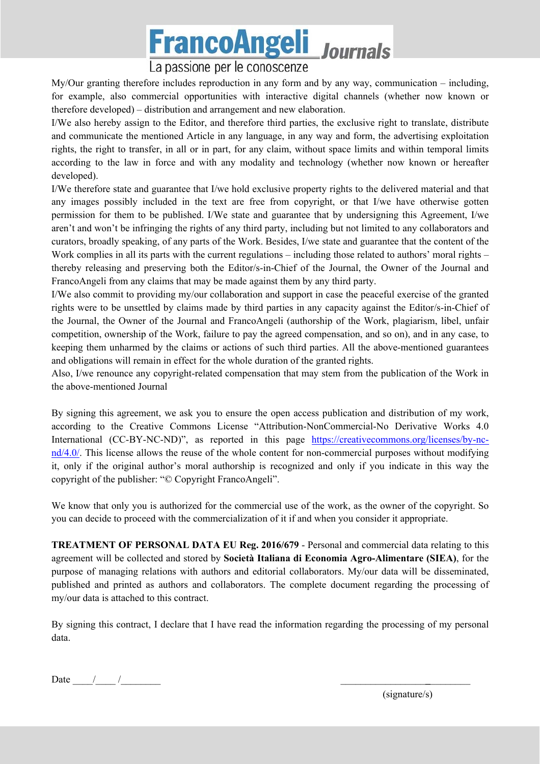My/Our granting therefore includes reproduction in any form and by any way, communication – including, for example, also commercial opportunities with interactive digital channels (whether now known or therefore developed) – distribution and arrangement and new elaboration.

I/We also hereby assign to the Editor, and therefore third parties, the exclusive right to translate, distribute and communicate the mentioned Article in any language, in any way and form, the advertising exploitation rights, the right to transfer, in all or in part, for any claim, without space limits and within temporal limits according to the law in force and with any modality and technology (whether now known or hereafter developed).

I/We therefore state and guarantee that I/we hold exclusive property rights to the delivered material and that any images possibly included in the text are free from copyright, or that I/we have otherwise gotten permission for them to be published. I/We state and guarantee that by undersigning this Agreement, I/we aren't and won't be infringing the rights of any third party, including but not limited to any collaborators and curators, broadly speaking, of any parts of the Work. Besides, I/we state and guarantee that the content of the Work complies in all its parts with the current regulations – including those related to authors' moral rights – thereby releasing and preserving both the Editor/s-in-Chief of the Journal, the Owner of the Journal and FrancoAngeli from any claims that may be made against them by any third party.

I/We also commit to providing my/our collaboration and support in case the peaceful exercise of the granted rights were to be unsettled by claims made by third parties in any capacity against the Editor/s-in-Chief of the Journal, the Owner of the Journal and FrancoAngeli (authorship of the Work, plagiarism, libel, unfair competition, ownership of the Work, failure to pay the agreed compensation, and so on), and in any case, to keeping them unharmed by the claims or actions of such third parties. All the above-mentioned guarantees and obligations will remain in effect for the whole duration of the granted rights.

Also, I/we renounce any copyright-related compensation that may stem from the publication of the Work in the above-mentioned Journal

By signing this agreement, we ask you to ensure the open access publication and distribution of my work, according to the Creative Commons License "Attribution-NonCommercial-No Derivative Works 4.0 International (CC-BY-NC-ND)", as reported in this page https://creativecommons.org/licenses/by-nc-nd/4.0/. This license allows the reuse of the whole content for non-commercial purposes without modifying it, only if the original author's moral authorship is recognized and only if you indicate in this way the copyright of the publisher: "© Copyright FrancoAngeli".

We know that only you is authorized for the commercial use of the work, as the owner of the copyright. So you can decide to proceed with the commercialization of it if and when you consider it appropriate.

**TREATMENT OF PERSONAL DATA EU Reg. 2016/679** - Personal and commercial data relating to this agreement will be collected and stored by **Società Italiana di Economia Agro-Alimentare (SIEA)**, for the purpose of managing relations with authors and editorial collaborators. My/our data will be disseminated, published and printed as authors and collaborators. The complete document regarding the processing of my/our data is attached to this contract.

By signing this contract, I declare that I have read the information regarding the processing of my personal data.

Date ____/____ /________

___________________________

(signature/s)